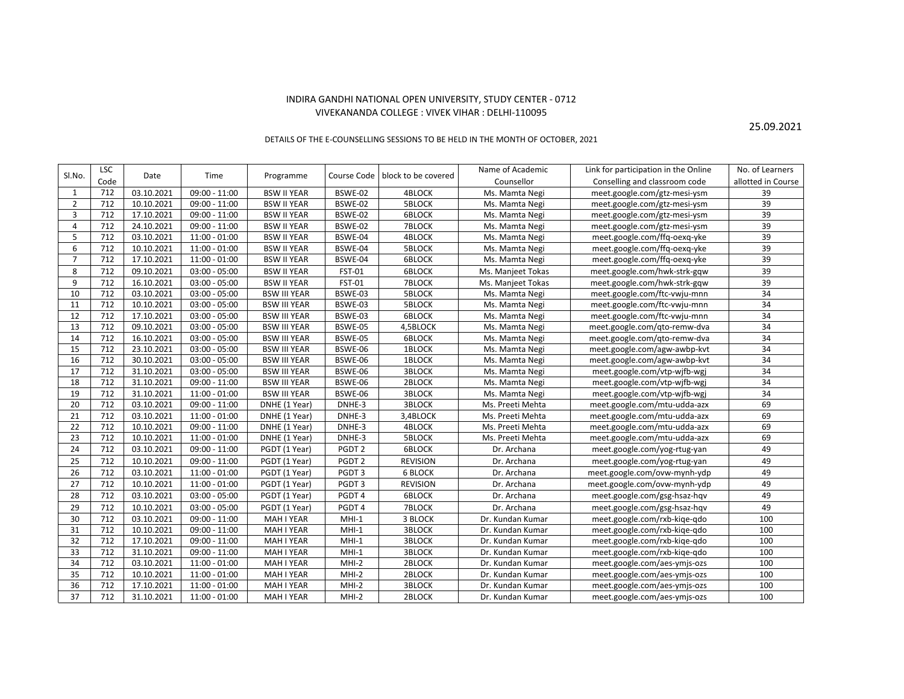INDIRA GANDHI NATIONAL OPEN UNIVERSITY, STUDY CENTER - 0712

VIVEKANANDA COLLEGE : VIVEK VIHAR : DELHI-110095

25.09.2021

DETAILS OF THE E-COUNSELLING SESSIONS TO BE HELD IN THE MONTH OF OCTOBER, 2021

| Sl.No. | LSC Code | Date | Time | Programme | Course Code | block to be covered | Name of Academic Counsellor | Link for participation in the Online Conselling and classroom code | No. of Learners allotted in Course |
|---|---|---|---|---|---|---|---|---|---|
| 1 | 712 | 03.10.2021 | 09:00 - 11:00 | BSW II YEAR | BSWE-02 | 4BLOCK | Ms. Mamta Negi | meet.google.com/gtz-mesi-ysm | 39 |
| 2 | 712 | 10.10.2021 | 09:00 - 11:00 | BSW II YEAR | BSWE-02 | 5BLOCK | Ms. Mamta Negi | meet.google.com/gtz-mesi-ysm | 39 |
| 3 | 712 | 17.10.2021 | 09:00 - 11:00 | BSW II YEAR | BSWE-02 | 6BLOCK | Ms. Mamta Negi | meet.google.com/gtz-mesi-ysm | 39 |
| 4 | 712 | 24.10.2021 | 09:00 - 11:00 | BSW II YEAR | BSWE-02 | 7BLOCK | Ms. Mamta Negi | meet.google.com/gtz-mesi-ysm | 39 |
| 5 | 712 | 03.10.2021 | 11:00 - 01:00 | BSW II YEAR | BSWE-04 | 4BLOCK | Ms. Mamta Negi | meet.google.com/ffq-oexq-yke | 39 |
| 6 | 712 | 10.10.2021 | 11:00 - 01:00 | BSW II YEAR | BSWE-04 | 5BLOCK | Ms. Mamta Negi | meet.google.com/ffq-oexq-yke | 39 |
| 7 | 712 | 17.10.2021 | 11:00 - 01:00 | BSW II YEAR | BSWE-04 | 6BLOCK | Ms. Mamta Negi | meet.google.com/ffq-oexq-yke | 39 |
| 8 | 712 | 09.10.2021 | 03:00 - 05:00 | BSW II YEAR | FST-01 | 6BLOCK | Ms. Manjeet Tokas | meet.google.com/hwk-strk-gqw | 39 |
| 9 | 712 | 16.10.2021 | 03:00 - 05:00 | BSW II YEAR | FST-01 | 7BLOCK | Ms. Manjeet Tokas | meet.google.com/hwk-strk-gqw | 39 |
| 10 | 712 | 03.10.2021 | 03:00 - 05:00 | BSW III YEAR | BSWE-03 | 5BLOCK | Ms. Mamta Negi | meet.google.com/ftc-vwju-mnn | 34 |
| 11 | 712 | 10.10.2021 | 03:00 - 05:00 | BSW III YEAR | BSWE-03 | 5BLOCK | Ms. Mamta Negi | meet.google.com/ftc-vwju-mnn | 34 |
| 12 | 712 | 17.10.2021 | 03:00 - 05:00 | BSW III YEAR | BSWE-03 | 6BLOCK | Ms. Mamta Negi | meet.google.com/ftc-vwju-mnn | 34 |
| 13 | 712 | 09.10.2021 | 03:00 - 05:00 | BSW III YEAR | BSWE-05 | 4,5BLOCK | Ms. Mamta Negi | meet.google.com/qto-remw-dva | 34 |
| 14 | 712 | 16.10.2021 | 03:00 - 05:00 | BSW III YEAR | BSWE-05 | 6BLOCK | Ms. Mamta Negi | meet.google.com/qto-remw-dva | 34 |
| 15 | 712 | 23.10.2021 | 03:00 - 05:00 | BSW III YEAR | BSWE-06 | 1BLOCK | Ms. Mamta Negi | meet.google.com/agw-awbp-kvt | 34 |
| 16 | 712 | 30.10.2021 | 03:00 - 05:00 | BSW III YEAR | BSWE-06 | 1BLOCK | Ms. Mamta Negi | meet.google.com/agw-awbp-kvt | 34 |
| 17 | 712 | 31.10.2021 | 03:00 - 05:00 | BSW III YEAR | BSWE-06 | 3BLOCK | Ms. Mamta Negi | meet.google.com/vtp-wjfb-wgj | 34 |
| 18 | 712 | 31.10.2021 | 09:00 - 11:00 | BSW III YEAR | BSWE-06 | 2BLOCK | Ms. Mamta Negi | meet.google.com/vtp-wjfb-wgj | 34 |
| 19 | 712 | 31.10.2021 | 11:00 - 01:00 | BSW III YEAR | BSWE-06 | 3BLOCK | Ms. Mamta Negi | meet.google.com/vtp-wjfb-wgj | 34 |
| 20 | 712 | 03.10.2021 | 09:00 - 11:00 | DNHE (1 Year) | DNHE-3 | 3BLOCK | Ms. Preeti Mehta | meet.google.com/mtu-udda-azx | 69 |
| 21 | 712 | 03.10.2021 | 11:00 - 01:00 | DNHE (1 Year) | DNHE-3 | 3,4BLOCK | Ms. Preeti Mehta | meet.google.com/mtu-udda-azx | 69 |
| 22 | 712 | 10.10.2021 | 09:00 - 11:00 | DNHE (1 Year) | DNHE-3 | 4BLOCK | Ms. Preeti Mehta | meet.google.com/mtu-udda-azx | 69 |
| 23 | 712 | 10.10.2021 | 11:00 - 01:00 | DNHE (1 Year) | DNHE-3 | 5BLOCK | Ms. Preeti Mehta | meet.google.com/mtu-udda-azx | 69 |
| 24 | 712 | 03.10.2021 | 09:00 - 11:00 | PGDT (1 Year) | PGDT 2 | 6BLOCK | Dr. Archana | meet.google.com/yog-rtug-yan | 49 |
| 25 | 712 | 10.10.2021 | 09:00 - 11:00 | PGDT (1 Year) | PGDT 2 | REVISION | Dr. Archana | meet.google.com/yog-rtug-yan | 49 |
| 26 | 712 | 03.10.2021 | 11:00 - 01:00 | PGDT (1 Year) | PGDT 3 | 6 BLOCK | Dr. Archana | meet.google.com/ovw-mynh-ydp | 49 |
| 27 | 712 | 10.10.2021 | 11:00 - 01:00 | PGDT (1 Year) | PGDT 3 | REVISION | Dr. Archana | meet.google.com/ovw-mynh-ydp | 49 |
| 28 | 712 | 03.10.2021 | 03:00 - 05:00 | PGDT (1 Year) | PGDT 4 | 6BLOCK | Dr. Archana | meet.google.com/gsg-hsaz-hqv | 49 |
| 29 | 712 | 10.10.2021 | 03:00 - 05:00 | PGDT (1 Year) | PGDT 4 | 7BLOCK | Dr. Archana | meet.google.com/gsg-hsaz-hqv | 49 |
| 30 | 712 | 03.10.2021 | 09:00 - 11:00 | MAH I YEAR | MHI-1 | 3 BLOCK | Dr. Kundan Kumar | meet.google.com/rxb-kiqe-qdo | 100 |
| 31 | 712 | 10.10.2021 | 09:00 - 11:00 | MAH I YEAR | MHI-1 | 3BLOCK | Dr. Kundan Kumar | meet.google.com/rxb-kiqe-qdo | 100 |
| 32 | 712 | 17.10.2021 | 09:00 - 11:00 | MAH I YEAR | MHI-1 | 3BLOCK | Dr. Kundan Kumar | meet.google.com/rxb-kiqe-qdo | 100 |
| 33 | 712 | 31.10.2021 | 09:00 - 11:00 | MAH I YEAR | MHI-1 | 3BLOCK | Dr. Kundan Kumar | meet.google.com/rxb-kiqe-qdo | 100 |
| 34 | 712 | 03.10.2021 | 11:00 - 01:00 | MAH I YEAR | MHI-2 | 2BLOCK | Dr. Kundan Kumar | meet.google.com/aes-ymjs-ozs | 100 |
| 35 | 712 | 10.10.2021 | 11:00 - 01:00 | MAH I YEAR | MHI-2 | 2BLOCK | Dr. Kundan Kumar | meet.google.com/aes-ymjs-ozs | 100 |
| 36 | 712 | 17.10.2021 | 11:00 - 01:00 | MAH I YEAR | MHI-2 | 3BLOCK | Dr. Kundan Kumar | meet.google.com/aes-ymjs-ozs | 100 |
| 37 | 712 | 31.10.2021 | 11:00 - 01:00 | MAH I YEAR | MHI-2 | 2BLOCK | Dr. Kundan Kumar | meet.google.com/aes-ymjs-ozs | 100 |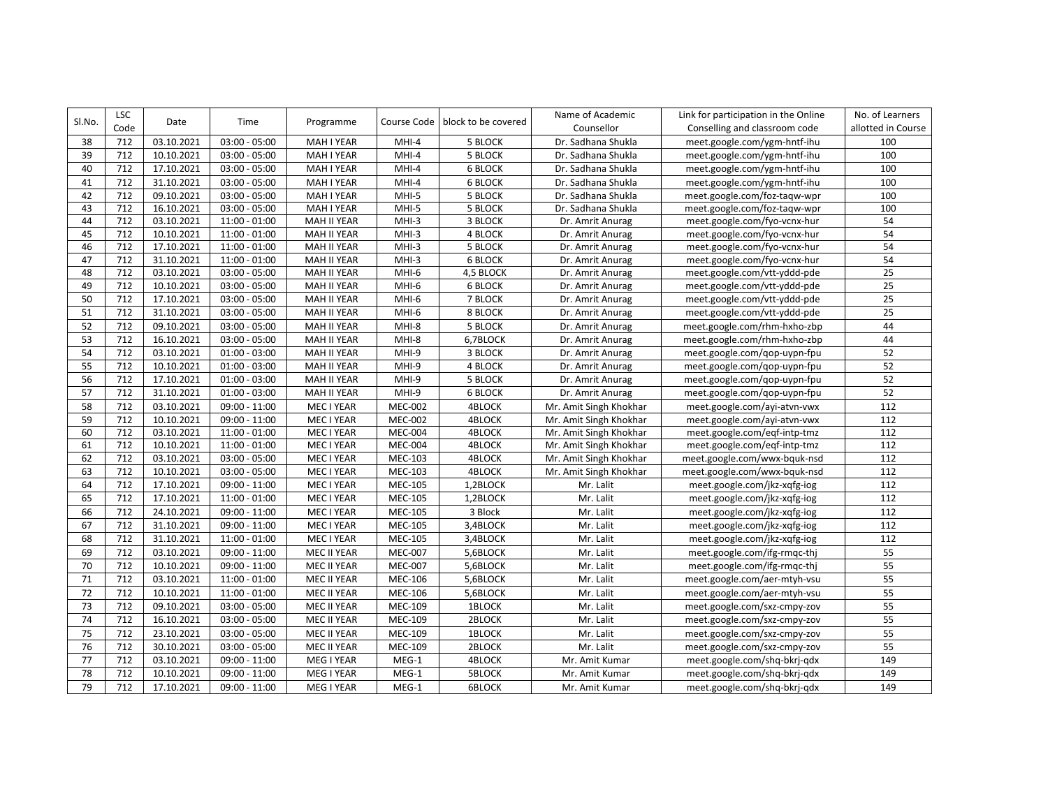| Sl.No. | LSC Code | Date | Time | Programme | Course Code | block to be covered | Name of Academic Counsellor | Link for participation in the Online Conselling and classroom code | No. of Learners allotted in Course |
|---|---|---|---|---|---|---|---|---|---|
| 38 | 712 | 03.10.2021 | 03:00 - 05:00 | MAH I YEAR | MHI-4 | 5 BLOCK | Dr. Sadhana Shukla | meet.google.com/ygm-hntf-ihu | 100 |
| 39 | 712 | 10.10.2021 | 03:00 - 05:00 | MAH I YEAR | MHI-4 | 5 BLOCK | Dr. Sadhana Shukla | meet.google.com/ygm-hntf-ihu | 100 |
| 40 | 712 | 17.10.2021 | 03:00 - 05:00 | MAH I YEAR | MHI-4 | 6 BLOCK | Dr. Sadhana Shukla | meet.google.com/ygm-hntf-ihu | 100 |
| 41 | 712 | 31.10.2021 | 03:00 - 05:00 | MAH I YEAR | MHI-4 | 6 BLOCK | Dr. Sadhana Shukla | meet.google.com/ygm-hntf-ihu | 100 |
| 42 | 712 | 09.10.2021 | 03:00 - 05:00 | MAH I YEAR | MHI-5 | 5 BLOCK | Dr. Sadhana Shukla | meet.google.com/foz-taqw-wpr | 100 |
| 43 | 712 | 16.10.2021 | 03:00 - 05:00 | MAH I YEAR | MHI-5 | 5 BLOCK | Dr. Sadhana Shukla | meet.google.com/foz-taqw-wpr | 100 |
| 44 | 712 | 03.10.2021 | 11:00 - 01:00 | MAH II YEAR | MHI-3 | 3 BLOCK | Dr. Amrit Anurag | meet.google.com/fyo-vcnx-hur | 54 |
| 45 | 712 | 10.10.2021 | 11:00 - 01:00 | MAH II YEAR | MHI-3 | 4 BLOCK | Dr. Amrit Anurag | meet.google.com/fyo-vcnx-hur | 54 |
| 46 | 712 | 17.10.2021 | 11:00 - 01:00 | MAH II YEAR | MHI-3 | 5 BLOCK | Dr. Amrit Anurag | meet.google.com/fyo-vcnx-hur | 54 |
| 47 | 712 | 31.10.2021 | 11:00 - 01:00 | MAH II YEAR | MHI-3 | 6 BLOCK | Dr. Amrit Anurag | meet.google.com/fyo-vcnx-hur | 54 |
| 48 | 712 | 03.10.2021 | 03:00 - 05:00 | MAH II YEAR | MHI-6 | 4,5 BLOCK | Dr. Amrit Anurag | meet.google.com/vtt-yddd-pde | 25 |
| 49 | 712 | 10.10.2021 | 03:00 - 05:00 | MAH II YEAR | MHI-6 | 6 BLOCK | Dr. Amrit Anurag | meet.google.com/vtt-yddd-pde | 25 |
| 50 | 712 | 17.10.2021 | 03:00 - 05:00 | MAH II YEAR | MHI-6 | 7 BLOCK | Dr. Amrit Anurag | meet.google.com/vtt-yddd-pde | 25 |
| 51 | 712 | 31.10.2021 | 03:00 - 05:00 | MAH II YEAR | MHI-6 | 8 BLOCK | Dr. Amrit Anurag | meet.google.com/vtt-yddd-pde | 25 |
| 52 | 712 | 09.10.2021 | 03:00 - 05:00 | MAH II YEAR | MHI-8 | 5 BLOCK | Dr. Amrit Anurag | meet.google.com/rhm-hxho-zbp | 44 |
| 53 | 712 | 16.10.2021 | 03:00 - 05:00 | MAH II YEAR | MHI-8 | 6,7BLOCK | Dr. Amrit Anurag | meet.google.com/rhm-hxho-zbp | 44 |
| 54 | 712 | 03.10.2021 | 01:00 - 03:00 | MAH II YEAR | MHI-9 | 3 BLOCK | Dr. Amrit Anurag | meet.google.com/qop-uypn-fpu | 52 |
| 55 | 712 | 10.10.2021 | 01:00 - 03:00 | MAH II YEAR | MHI-9 | 4 BLOCK | Dr. Amrit Anurag | meet.google.com/qop-uypn-fpu | 52 |
| 56 | 712 | 17.10.2021 | 01:00 - 03:00 | MAH II YEAR | MHI-9 | 5 BLOCK | Dr. Amrit Anurag | meet.google.com/qop-uypn-fpu | 52 |
| 57 | 712 | 31.10.2021 | 01:00 - 03:00 | MAH II YEAR | MHI-9 | 6 BLOCK | Dr. Amrit Anurag | meet.google.com/qop-uypn-fpu | 52 |
| 58 | 712 | 03.10.2021 | 09:00 - 11:00 | MEC I YEAR | MEC-002 | 4BLOCK | Mr. Amit Singh Khokhar | meet.google.com/ayi-atvn-vwx | 112 |
| 59 | 712 | 10.10.2021 | 09:00 - 11:00 | MEC I YEAR | MEC-002 | 4BLOCK | Mr. Amit Singh Khokhar | meet.google.com/ayi-atvn-vwx | 112 |
| 60 | 712 | 03.10.2021 | 11:00 - 01:00 | MEC I YEAR | MEC-004 | 4BLOCK | Mr. Amit Singh Khokhar | meet.google.com/eqf-intp-tmz | 112 |
| 61 | 712 | 10.10.2021 | 11:00 - 01:00 | MEC I YEAR | MEC-004 | 4BLOCK | Mr. Amit Singh Khokhar | meet.google.com/eqf-intp-tmz | 112 |
| 62 | 712 | 03.10.2021 | 03:00 - 05:00 | MEC I YEAR | MEC-103 | 4BLOCK | Mr. Amit Singh Khokhar | meet.google.com/wwx-bquk-nsd | 112 |
| 63 | 712 | 10.10.2021 | 03:00 - 05:00 | MEC I YEAR | MEC-103 | 4BLOCK | Mr. Amit Singh Khokhar | meet.google.com/wwx-bquk-nsd | 112 |
| 64 | 712 | 17.10.2021 | 09:00 - 11:00 | MEC I YEAR | MEC-105 | 1,2BLOCK | Mr. Lalit | meet.google.com/jkz-xqfg-iog | 112 |
| 65 | 712 | 17.10.2021 | 11:00 - 01:00 | MEC I YEAR | MEC-105 | 1,2BLOCK | Mr. Lalit | meet.google.com/jkz-xqfg-iog | 112 |
| 66 | 712 | 24.10.2021 | 09:00 - 11:00 | MEC I YEAR | MEC-105 | 3 Block | Mr. Lalit | meet.google.com/jkz-xqfg-iog | 112 |
| 67 | 712 | 31.10.2021 | 09:00 - 11:00 | MEC I YEAR | MEC-105 | 3,4BLOCK | Mr. Lalit | meet.google.com/jkz-xqfg-iog | 112 |
| 68 | 712 | 31.10.2021 | 11:00 - 01:00 | MEC I YEAR | MEC-105 | 3,4BLOCK | Mr. Lalit | meet.google.com/jkz-xqfg-iog | 112 |
| 69 | 712 | 03.10.2021 | 09:00 - 11:00 | MEC II YEAR | MEC-007 | 5,6BLOCK | Mr. Lalit | meet.google.com/ifg-rmqc-thj | 55 |
| 70 | 712 | 10.10.2021 | 09:00 - 11:00 | MEC II YEAR | MEC-007 | 5,6BLOCK | Mr. Lalit | meet.google.com/ifg-rmqc-thj | 55 |
| 71 | 712 | 03.10.2021 | 11:00 - 01:00 | MEC II YEAR | MEC-106 | 5,6BLOCK | Mr. Lalit | meet.google.com/aer-mtyh-vsu | 55 |
| 72 | 712 | 10.10.2021 | 11:00 - 01:00 | MEC II YEAR | MEC-106 | 5,6BLOCK | Mr. Lalit | meet.google.com/aer-mtyh-vsu | 55 |
| 73 | 712 | 09.10.2021 | 03:00 - 05:00 | MEC II YEAR | MEC-109 | 1BLOCK | Mr. Lalit | meet.google.com/sxz-cmpy-zov | 55 |
| 74 | 712 | 16.10.2021 | 03:00 - 05:00 | MEC II YEAR | MEC-109 | 2BLOCK | Mr. Lalit | meet.google.com/sxz-cmpy-zov | 55 |
| 75 | 712 | 23.10.2021 | 03:00 - 05:00 | MEC II YEAR | MEC-109 | 1BLOCK | Mr. Lalit | meet.google.com/sxz-cmpy-zov | 55 |
| 76 | 712 | 30.10.2021 | 03:00 - 05:00 | MEC II YEAR | MEC-109 | 2BLOCK | Mr. Lalit | meet.google.com/sxz-cmpy-zov | 55 |
| 77 | 712 | 03.10.2021 | 09:00 - 11:00 | MEG I YEAR | MEG-1 | 4BLOCK | Mr. Amit Kumar | meet.google.com/shq-bkrj-qdx | 149 |
| 78 | 712 | 10.10.2021 | 09:00 - 11:00 | MEG I YEAR | MEG-1 | 5BLOCK | Mr. Amit Kumar | meet.google.com/shq-bkrj-qdx | 149 |
| 79 | 712 | 17.10.2021 | 09:00 - 11:00 | MEG I YEAR | MEG-1 | 6BLOCK | Mr. Amit Kumar | meet.google.com/shq-bkrj-qdx | 149 |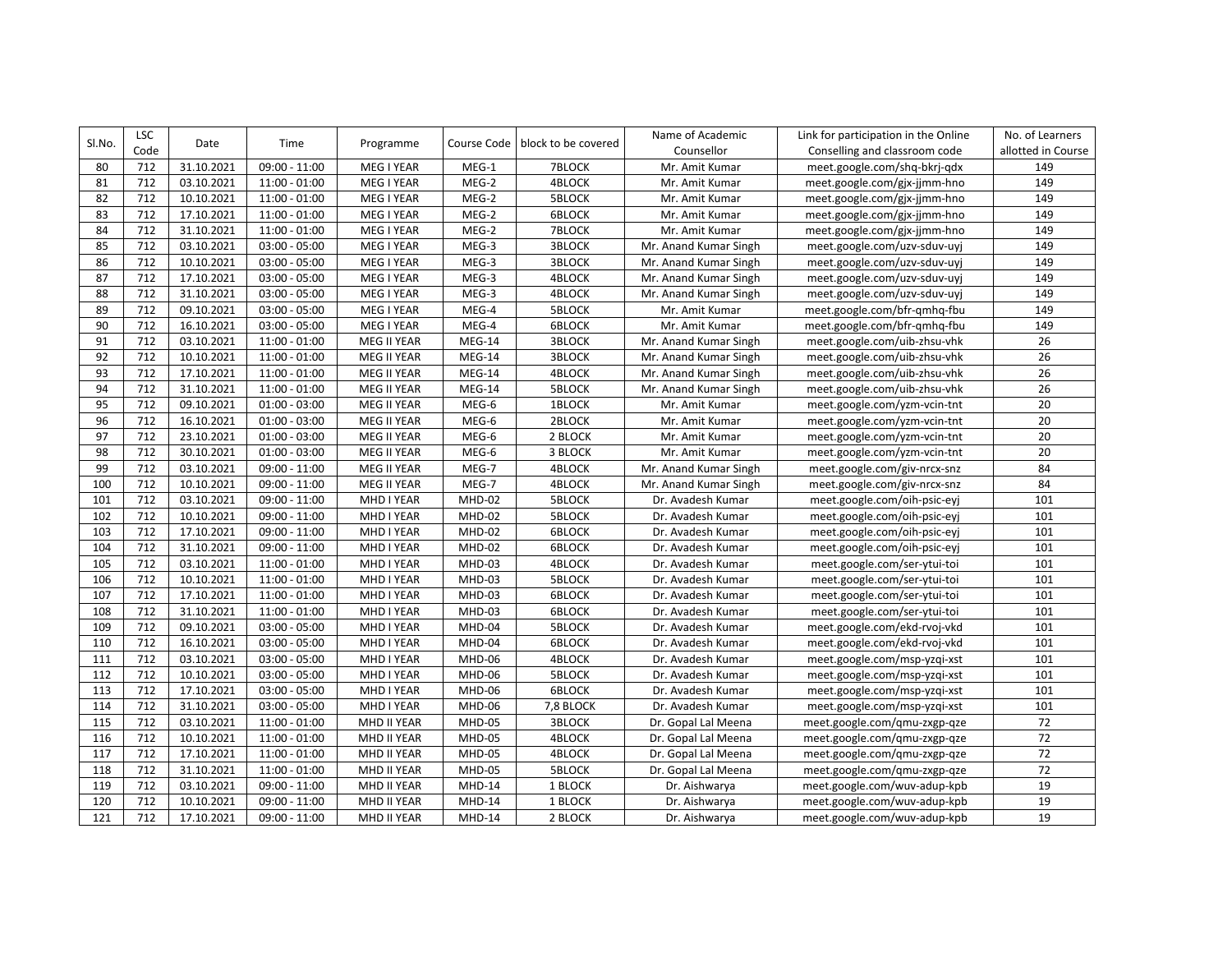| Sl.No. | LSC Code | Date | Time | Programme | Course Code | block to be covered | Name of Academic Counsellor | Link for participation in the Online Conselling and classroom code | No. of Learners allotted in Course |
|---|---|---|---|---|---|---|---|---|---|
| 80 | 712 | 31.10.2021 | 09:00 - 11:00 | MEG I YEAR | MEG-1 | 7BLOCK | Mr. Amit Kumar | meet.google.com/shq-bkrj-qdx | 149 |
| 81 | 712 | 03.10.2021 | 11:00 - 01:00 | MEG I YEAR | MEG-2 | 4BLOCK | Mr. Amit Kumar | meet.google.com/gjx-jjmm-hno | 149 |
| 82 | 712 | 10.10.2021 | 11:00 - 01:00 | MEG I YEAR | MEG-2 | 5BLOCK | Mr. Amit Kumar | meet.google.com/gjx-jjmm-hno | 149 |
| 83 | 712 | 17.10.2021 | 11:00 - 01:00 | MEG I YEAR | MEG-2 | 6BLOCK | Mr. Amit Kumar | meet.google.com/gjx-jjmm-hno | 149 |
| 84 | 712 | 31.10.2021 | 11:00 - 01:00 | MEG I YEAR | MEG-2 | 7BLOCK | Mr. Amit Kumar | meet.google.com/gjx-jjmm-hno | 149 |
| 85 | 712 | 03.10.2021 | 03:00 - 05:00 | MEG I YEAR | MEG-3 | 3BLOCK | Mr. Anand Kumar Singh | meet.google.com/uzv-sduv-uyj | 149 |
| 86 | 712 | 10.10.2021 | 03:00 - 05:00 | MEG I YEAR | MEG-3 | 3BLOCK | Mr. Anand Kumar Singh | meet.google.com/uzv-sduv-uyj | 149 |
| 87 | 712 | 17.10.2021 | 03:00 - 05:00 | MEG I YEAR | MEG-3 | 4BLOCK | Mr. Anand Kumar Singh | meet.google.com/uzv-sduv-uyj | 149 |
| 88 | 712 | 31.10.2021 | 03:00 - 05:00 | MEG I YEAR | MEG-3 | 4BLOCK | Mr. Anand Kumar Singh | meet.google.com/uzv-sduv-uyj | 149 |
| 89 | 712 | 09.10.2021 | 03:00 - 05:00 | MEG I YEAR | MEG-4 | 5BLOCK | Mr. Amit Kumar | meet.google.com/bfr-qmhq-fbu | 149 |
| 90 | 712 | 16.10.2021 | 03:00 - 05:00 | MEG I YEAR | MEG-4 | 6BLOCK | Mr. Amit Kumar | meet.google.com/bfr-qmhq-fbu | 149 |
| 91 | 712 | 03.10.2021 | 11:00 - 01:00 | MEG II YEAR | MEG-14 | 3BLOCK | Mr. Anand Kumar Singh | meet.google.com/uib-zhsu-vhk | 26 |
| 92 | 712 | 10.10.2021 | 11:00 - 01:00 | MEG II YEAR | MEG-14 | 3BLOCK | Mr. Anand Kumar Singh | meet.google.com/uib-zhsu-vhk | 26 |
| 93 | 712 | 17.10.2021 | 11:00 - 01:00 | MEG II YEAR | MEG-14 | 4BLOCK | Mr. Anand Kumar Singh | meet.google.com/uib-zhsu-vhk | 26 |
| 94 | 712 | 31.10.2021 | 11:00 - 01:00 | MEG II YEAR | MEG-14 | 5BLOCK | Mr. Anand Kumar Singh | meet.google.com/uib-zhsu-vhk | 26 |
| 95 | 712 | 09.10.2021 | 01:00 - 03:00 | MEG II YEAR | MEG-6 | 1BLOCK | Mr. Amit Kumar | meet.google.com/yzm-vcin-tnt | 20 |
| 96 | 712 | 16.10.2021 | 01:00 - 03:00 | MEG II YEAR | MEG-6 | 2BLOCK | Mr. Amit Kumar | meet.google.com/yzm-vcin-tnt | 20 |
| 97 | 712 | 23.10.2021 | 01:00 - 03:00 | MEG II YEAR | MEG-6 | 2 BLOCK | Mr. Amit Kumar | meet.google.com/yzm-vcin-tnt | 20 |
| 98 | 712 | 30.10.2021 | 01:00 - 03:00 | MEG II YEAR | MEG-6 | 3 BLOCK | Mr. Amit Kumar | meet.google.com/yzm-vcin-tnt | 20 |
| 99 | 712 | 03.10.2021 | 09:00 - 11:00 | MEG II YEAR | MEG-7 | 4BLOCK | Mr. Anand Kumar Singh | meet.google.com/giv-nrcx-snz | 84 |
| 100 | 712 | 10.10.2021 | 09:00 - 11:00 | MEG II YEAR | MEG-7 | 4BLOCK | Mr. Anand Kumar Singh | meet.google.com/giv-nrcx-snz | 84 |
| 101 | 712 | 03.10.2021 | 09:00 - 11:00 | MHD I YEAR | MHD-02 | 5BLOCK | Dr. Avadesh Kumar | meet.google.com/oih-psic-eyj | 101 |
| 102 | 712 | 10.10.2021 | 09:00 - 11:00 | MHD I YEAR | MHD-02 | 5BLOCK | Dr. Avadesh Kumar | meet.google.com/oih-psic-eyj | 101 |
| 103 | 712 | 17.10.2021 | 09:00 - 11:00 | MHD I YEAR | MHD-02 | 6BLOCK | Dr. Avadesh Kumar | meet.google.com/oih-psic-eyj | 101 |
| 104 | 712 | 31.10.2021 | 09:00 - 11:00 | MHD I YEAR | MHD-02 | 6BLOCK | Dr. Avadesh Kumar | meet.google.com/oih-psic-eyj | 101 |
| 105 | 712 | 03.10.2021 | 11:00 - 01:00 | MHD I YEAR | MHD-03 | 4BLOCK | Dr. Avadesh Kumar | meet.google.com/ser-ytui-toi | 101 |
| 106 | 712 | 10.10.2021 | 11:00 - 01:00 | MHD I YEAR | MHD-03 | 5BLOCK | Dr. Avadesh Kumar | meet.google.com/ser-ytui-toi | 101 |
| 107 | 712 | 17.10.2021 | 11:00 - 01:00 | MHD I YEAR | MHD-03 | 6BLOCK | Dr. Avadesh Kumar | meet.google.com/ser-ytui-toi | 101 |
| 108 | 712 | 31.10.2021 | 11:00 - 01:00 | MHD I YEAR | MHD-03 | 6BLOCK | Dr. Avadesh Kumar | meet.google.com/ser-ytui-toi | 101 |
| 109 | 712 | 09.10.2021 | 03:00 - 05:00 | MHD I YEAR | MHD-04 | 5BLOCK | Dr. Avadesh Kumar | meet.google.com/ekd-rvoj-vkd | 101 |
| 110 | 712 | 16.10.2021 | 03:00 - 05:00 | MHD I YEAR | MHD-04 | 6BLOCK | Dr. Avadesh Kumar | meet.google.com/ekd-rvoj-vkd | 101 |
| 111 | 712 | 03.10.2021 | 03:00 - 05:00 | MHD I YEAR | MHD-06 | 4BLOCK | Dr. Avadesh Kumar | meet.google.com/msp-yzqi-xst | 101 |
| 112 | 712 | 10.10.2021 | 03:00 - 05:00 | MHD I YEAR | MHD-06 | 5BLOCK | Dr. Avadesh Kumar | meet.google.com/msp-yzqi-xst | 101 |
| 113 | 712 | 17.10.2021 | 03:00 - 05:00 | MHD I YEAR | MHD-06 | 6BLOCK | Dr. Avadesh Kumar | meet.google.com/msp-yzqi-xst | 101 |
| 114 | 712 | 31.10.2021 | 03:00 - 05:00 | MHD I YEAR | MHD-06 | 7,8 BLOCK | Dr. Avadesh Kumar | meet.google.com/msp-yzqi-xst | 101 |
| 115 | 712 | 03.10.2021 | 11:00 - 01:00 | MHD II YEAR | MHD-05 | 3BLOCK | Dr. Gopal Lal Meena | meet.google.com/qmu-zxgp-qze | 72 |
| 116 | 712 | 10.10.2021 | 11:00 - 01:00 | MHD II YEAR | MHD-05 | 4BLOCK | Dr. Gopal Lal Meena | meet.google.com/qmu-zxgp-qze | 72 |
| 117 | 712 | 17.10.2021 | 11:00 - 01:00 | MHD II YEAR | MHD-05 | 4BLOCK | Dr. Gopal Lal Meena | meet.google.com/qmu-zxgp-qze | 72 |
| 118 | 712 | 31.10.2021 | 11:00 - 01:00 | MHD II YEAR | MHD-05 | 5BLOCK | Dr. Gopal Lal Meena | meet.google.com/qmu-zxgp-qze | 72 |
| 119 | 712 | 03.10.2021 | 09:00 - 11:00 | MHD II YEAR | MHD-14 | 1 BLOCK | Dr. Aishwarya | meet.google.com/wuv-adup-kpb | 19 |
| 120 | 712 | 10.10.2021 | 09:00 - 11:00 | MHD II YEAR | MHD-14 | 1 BLOCK | Dr. Aishwarya | meet.google.com/wuv-adup-kpb | 19 |
| 121 | 712 | 17.10.2021 | 09:00 - 11:00 | MHD II YEAR | MHD-14 | 2 BLOCK | Dr. Aishwarya | meet.google.com/wuv-adup-kpb | 19 |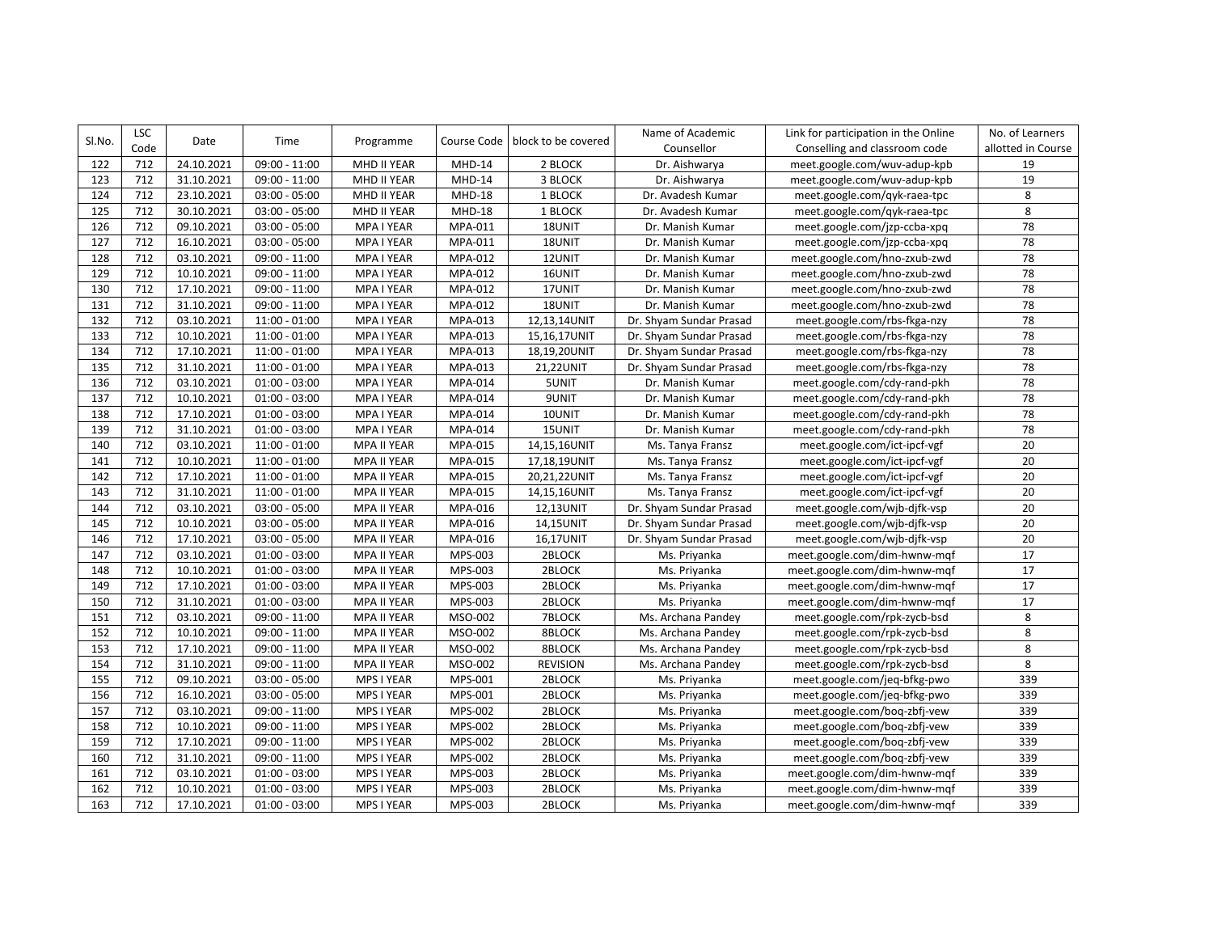| Sl.No. | LSC Code | Date | Time | Programme | Course Code | block to be covered | Name of Academic Counsellor | Link for participation in the Online Conselling and classroom code | No. of Learners allotted in Course |
|---|---|---|---|---|---|---|---|---|---|
| 122 | 712 | 24.10.2021 | 09:00 - 11:00 | MHD II YEAR | MHD-14 | 2 BLOCK | Dr. Aishwarya | meet.google.com/wuv-adup-kpb | 19 |
| 123 | 712 | 31.10.2021 | 09:00 - 11:00 | MHD II YEAR | MHD-14 | 3 BLOCK | Dr. Aishwarya | meet.google.com/wuv-adup-kpb | 19 |
| 124 | 712 | 23.10.2021 | 03:00 - 05:00 | MHD II YEAR | MHD-18 | 1 BLOCK | Dr. Avadesh Kumar | meet.google.com/qyk-raea-tpc | 8 |
| 125 | 712 | 30.10.2021 | 03:00 - 05:00 | MHD II YEAR | MHD-18 | 1 BLOCK | Dr. Avadesh Kumar | meet.google.com/qyk-raea-tpc | 8 |
| 126 | 712 | 09.10.2021 | 03:00 - 05:00 | MPA I YEAR | MPA-011 | 18UNIT | Dr. Manish Kumar | meet.google.com/jzp-ccba-xpq | 78 |
| 127 | 712 | 16.10.2021 | 03:00 - 05:00 | MPA I YEAR | MPA-011 | 18UNIT | Dr. Manish Kumar | meet.google.com/jzp-ccba-xpq | 78 |
| 128 | 712 | 03.10.2021 | 09:00 - 11:00 | MPA I YEAR | MPA-012 | 12UNIT | Dr. Manish Kumar | meet.google.com/hno-zxub-zwd | 78 |
| 129 | 712 | 10.10.2021 | 09:00 - 11:00 | MPA I YEAR | MPA-012 | 16UNIT | Dr. Manish Kumar | meet.google.com/hno-zxub-zwd | 78 |
| 130 | 712 | 17.10.2021 | 09:00 - 11:00 | MPA I YEAR | MPA-012 | 17UNIT | Dr. Manish Kumar | meet.google.com/hno-zxub-zwd | 78 |
| 131 | 712 | 31.10.2021 | 09:00 - 11:00 | MPA I YEAR | MPA-012 | 18UNIT | Dr. Manish Kumar | meet.google.com/hno-zxub-zwd | 78 |
| 132 | 712 | 03.10.2021 | 11:00 - 01:00 | MPA I YEAR | MPA-013 | 12,13,14UNIT | Dr. Shyam Sundar Prasad | meet.google.com/rbs-fkga-nzy | 78 |
| 133 | 712 | 10.10.2021 | 11:00 - 01:00 | MPA I YEAR | MPA-013 | 15,16,17UNIT | Dr. Shyam Sundar Prasad | meet.google.com/rbs-fkga-nzy | 78 |
| 134 | 712 | 17.10.2021 | 11:00 - 01:00 | MPA I YEAR | MPA-013 | 18,19,20UNIT | Dr. Shyam Sundar Prasad | meet.google.com/rbs-fkga-nzy | 78 |
| 135 | 712 | 31.10.2021 | 11:00 - 01:00 | MPA I YEAR | MPA-013 | 21,22UNIT | Dr. Shyam Sundar Prasad | meet.google.com/rbs-fkga-nzy | 78 |
| 136 | 712 | 03.10.2021 | 01:00 - 03:00 | MPA I YEAR | MPA-014 | 5UNIT | Dr. Manish Kumar | meet.google.com/cdy-rand-pkh | 78 |
| 137 | 712 | 10.10.2021 | 01:00 - 03:00 | MPA I YEAR | MPA-014 | 9UNIT | Dr. Manish Kumar | meet.google.com/cdy-rand-pkh | 78 |
| 138 | 712 | 17.10.2021 | 01:00 - 03:00 | MPA I YEAR | MPA-014 | 10UNIT | Dr. Manish Kumar | meet.google.com/cdy-rand-pkh | 78 |
| 139 | 712 | 31.10.2021 | 01:00 - 03:00 | MPA I YEAR | MPA-014 | 15UNIT | Dr. Manish Kumar | meet.google.com/cdy-rand-pkh | 78 |
| 140 | 712 | 03.10.2021 | 11:00 - 01:00 | MPA II YEAR | MPA-015 | 14,15,16UNIT | Ms. Tanya Fransz | meet.google.com/ict-ipcf-vgf | 20 |
| 141 | 712 | 10.10.2021 | 11:00 - 01:00 | MPA II YEAR | MPA-015 | 17,18,19UNIT | Ms. Tanya Fransz | meet.google.com/ict-ipcf-vgf | 20 |
| 142 | 712 | 17.10.2021 | 11:00 - 01:00 | MPA II YEAR | MPA-015 | 20,21,22UNIT | Ms. Tanya Fransz | meet.google.com/ict-ipcf-vgf | 20 |
| 143 | 712 | 31.10.2021 | 11:00 - 01:00 | MPA II YEAR | MPA-015 | 14,15,16UNIT | Ms. Tanya Fransz | meet.google.com/ict-ipcf-vgf | 20 |
| 144 | 712 | 03.10.2021 | 03:00 - 05:00 | MPA II YEAR | MPA-016 | 12,13UNIT | Dr. Shyam Sundar Prasad | meet.google.com/wjb-djfk-vsp | 20 |
| 145 | 712 | 10.10.2021 | 03:00 - 05:00 | MPA II YEAR | MPA-016 | 14,15UNIT | Dr. Shyam Sundar Prasad | meet.google.com/wjb-djfk-vsp | 20 |
| 146 | 712 | 17.10.2021 | 03:00 - 05:00 | MPA II YEAR | MPA-016 | 16,17UNIT | Dr. Shyam Sundar Prasad | meet.google.com/wjb-djfk-vsp | 20 |
| 147 | 712 | 03.10.2021 | 01:00 - 03:00 | MPA II YEAR | MPS-003 | 2BLOCK | Ms. Priyanka | meet.google.com/dim-hwnw-mqf | 17 |
| 148 | 712 | 10.10.2021 | 01:00 - 03:00 | MPA II YEAR | MPS-003 | 2BLOCK | Ms. Priyanka | meet.google.com/dim-hwnw-mqf | 17 |
| 149 | 712 | 17.10.2021 | 01:00 - 03:00 | MPA II YEAR | MPS-003 | 2BLOCK | Ms. Priyanka | meet.google.com/dim-hwnw-mqf | 17 |
| 150 | 712 | 31.10.2021 | 01:00 - 03:00 | MPA II YEAR | MPS-003 | 2BLOCK | Ms. Priyanka | meet.google.com/dim-hwnw-mqf | 17 |
| 151 | 712 | 03.10.2021 | 09:00 - 11:00 | MPA II YEAR | MSO-002 | 7BLOCK | Ms. Archana Pandey | meet.google.com/rpk-zycb-bsd | 8 |
| 152 | 712 | 10.10.2021 | 09:00 - 11:00 | MPA II YEAR | MSO-002 | 8BLOCK | Ms. Archana Pandey | meet.google.com/rpk-zycb-bsd | 8 |
| 153 | 712 | 17.10.2021 | 09:00 - 11:00 | MPA II YEAR | MSO-002 | 8BLOCK | Ms. Archana Pandey | meet.google.com/rpk-zycb-bsd | 8 |
| 154 | 712 | 31.10.2021 | 09:00 - 11:00 | MPA II YEAR | MSO-002 | REVISION | Ms. Archana Pandey | meet.google.com/rpk-zycb-bsd | 8 |
| 155 | 712 | 09.10.2021 | 03:00 - 05:00 | MPS I YEAR | MPS-001 | 2BLOCK | Ms. Priyanka | meet.google.com/jeq-bfkg-pwo | 339 |
| 156 | 712 | 16.10.2021 | 03:00 - 05:00 | MPS I YEAR | MPS-001 | 2BLOCK | Ms. Priyanka | meet.google.com/jeq-bfkg-pwo | 339 |
| 157 | 712 | 03.10.2021 | 09:00 - 11:00 | MPS I YEAR | MPS-002 | 2BLOCK | Ms. Priyanka | meet.google.com/boq-zbfj-vew | 339 |
| 158 | 712 | 10.10.2021 | 09:00 - 11:00 | MPS I YEAR | MPS-002 | 2BLOCK | Ms. Priyanka | meet.google.com/boq-zbfj-vew | 339 |
| 159 | 712 | 17.10.2021 | 09:00 - 11:00 | MPS I YEAR | MPS-002 | 2BLOCK | Ms. Priyanka | meet.google.com/boq-zbfj-vew | 339 |
| 160 | 712 | 31.10.2021 | 09:00 - 11:00 | MPS I YEAR | MPS-002 | 2BLOCK | Ms. Priyanka | meet.google.com/boq-zbfj-vew | 339 |
| 161 | 712 | 03.10.2021 | 01:00 - 03:00 | MPS I YEAR | MPS-003 | 2BLOCK | Ms. Priyanka | meet.google.com/dim-hwnw-mqf | 339 |
| 162 | 712 | 10.10.2021 | 01:00 - 03:00 | MPS I YEAR | MPS-003 | 2BLOCK | Ms. Priyanka | meet.google.com/dim-hwnw-mqf | 339 |
| 163 | 712 | 17.10.2021 | 01:00 - 03:00 | MPS I YEAR | MPS-003 | 2BLOCK | Ms. Priyanka | meet.google.com/dim-hwnw-mqf | 339 |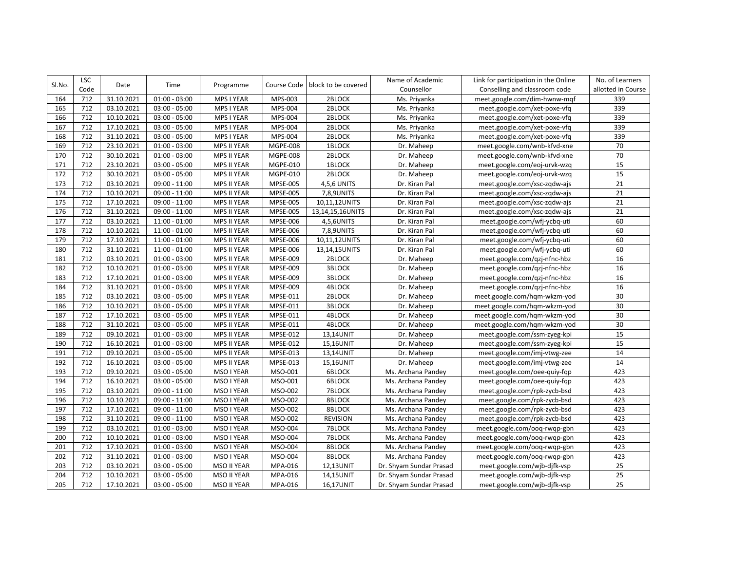| Sl.No. | LSC Code | Date | Time | Programme | Course Code | block to be covered | Name of Academic Counsellor | Link for participation in the Online Conselling and classroom code | No. of Learners allotted in Course |
|---|---|---|---|---|---|---|---|---|---|
| 164 | 712 | 31.10.2021 | 01:00 - 03:00 | MPS I YEAR | MPS-003 | 2BLOCK | Ms. Priyanka | meet.google.com/dim-hwnw-mqf | 339 |
| 165 | 712 | 03.10.2021 | 03:00 - 05:00 | MPS I YEAR | MPS-004 | 2BLOCK | Ms. Priyanka | meet.google.com/xet-poxe-vfq | 339 |
| 166 | 712 | 10.10.2021 | 03:00 - 05:00 | MPS I YEAR | MPS-004 | 2BLOCK | Ms. Priyanka | meet.google.com/xet-poxe-vfq | 339 |
| 167 | 712 | 17.10.2021 | 03:00 - 05:00 | MPS I YEAR | MPS-004 | 2BLOCK | Ms. Priyanka | meet.google.com/xet-poxe-vfq | 339 |
| 168 | 712 | 31.10.2021 | 03:00 - 05:00 | MPS I YEAR | MPS-004 | 2BLOCK | Ms. Priyanka | meet.google.com/xet-poxe-vfq | 339 |
| 169 | 712 | 23.10.2021 | 01:00 - 03:00 | MPS II YEAR | MGPE-008 | 1BLOCK | Dr. Maheep | meet.google.com/wnb-kfvd-xne | 70 |
| 170 | 712 | 30.10.2021 | 01:00 - 03:00 | MPS II YEAR | MGPE-008 | 2BLOCK | Dr. Maheep | meet.google.com/wnb-kfvd-xne | 70 |
| 171 | 712 | 23.10.2021 | 03:00 - 05:00 | MPS II YEAR | MGPE-010 | 1BLOCK | Dr. Maheep | meet.google.com/eoj-urvk-wzq | 15 |
| 172 | 712 | 30.10.2021 | 03:00 - 05:00 | MPS II YEAR | MGPE-010 | 2BLOCK | Dr. Maheep | meet.google.com/eoj-urvk-wzq | 15 |
| 173 | 712 | 03.10.2021 | 09:00 - 11:00 | MPS II YEAR | MPSE-005 | 4,5,6 UNITS | Dr. Kiran Pal | meet.google.com/xsc-zqdw-ajs | 21 |
| 174 | 712 | 10.10.2021 | 09:00 - 11:00 | MPS II YEAR | MPSE-005 | 7,8,9UNITS | Dr. Kiran Pal | meet.google.com/xsc-zqdw-ajs | 21 |
| 175 | 712 | 17.10.2021 | 09:00 - 11:00 | MPS II YEAR | MPSE-005 | 10,11,12UNITS | Dr. Kiran Pal | meet.google.com/xsc-zqdw-ajs | 21 |
| 176 | 712 | 31.10.2021 | 09:00 - 11:00 | MPS II YEAR | MPSE-005 | 13,14,15,16UNITS | Dr. Kiran Pal | meet.google.com/xsc-zqdw-ajs | 21 |
| 177 | 712 | 03.10.2021 | 11:00 - 01:00 | MPS II YEAR | MPSE-006 | 4,5,6UNITS | Dr. Kiran Pal | meet.google.com/wfj-ycbq-uti | 60 |
| 178 | 712 | 10.10.2021 | 11:00 - 01:00 | MPS II YEAR | MPSE-006 | 7,8,9UNITS | Dr. Kiran Pal | meet.google.com/wfj-ycbq-uti | 60 |
| 179 | 712 | 17.10.2021 | 11:00 - 01:00 | MPS II YEAR | MPSE-006 | 10,11,12UNITS | Dr. Kiran Pal | meet.google.com/wfj-ycbq-uti | 60 |
| 180 | 712 | 31.10.2021 | 11:00 - 01:00 | MPS II YEAR | MPSE-006 | 13,14,15UNITS | Dr. Kiran Pal | meet.google.com/wfj-ycbq-uti | 60 |
| 181 | 712 | 03.10.2021 | 01:00 - 03:00 | MPS II YEAR | MPSE-009 | 2BLOCK | Dr. Maheep | meet.google.com/qzj-nfnc-hbz | 16 |
| 182 | 712 | 10.10.2021 | 01:00 - 03:00 | MPS II YEAR | MPSE-009 | 3BLOCK | Dr. Maheep | meet.google.com/qzj-nfnc-hbz | 16 |
| 183 | 712 | 17.10.2021 | 01:00 - 03:00 | MPS II YEAR | MPSE-009 | 3BLOCK | Dr. Maheep | meet.google.com/qzj-nfnc-hbz | 16 |
| 184 | 712 | 31.10.2021 | 01:00 - 03:00 | MPS II YEAR | MPSE-009 | 4BLOCK | Dr. Maheep | meet.google.com/qzj-nfnc-hbz | 16 |
| 185 | 712 | 03.10.2021 | 03:00 - 05:00 | MPS II YEAR | MPSE-011 | 2BLOCK | Dr. Maheep | meet.google.com/hqm-wkzm-yod | 30 |
| 186 | 712 | 10.10.2021 | 03:00 - 05:00 | MPS II YEAR | MPSE-011 | 3BLOCK | Dr. Maheep | meet.google.com/hqm-wkzm-yod | 30 |
| 187 | 712 | 17.10.2021 | 03:00 - 05:00 | MPS II YEAR | MPSE-011 | 4BLOCK | Dr. Maheep | meet.google.com/hqm-wkzm-yod | 30 |
| 188 | 712 | 31.10.2021 | 03:00 - 05:00 | MPS II YEAR | MPSE-011 | 4BLOCK | Dr. Maheep | meet.google.com/hqm-wkzm-yod | 30 |
| 189 | 712 | 09.10.2021 | 01:00 - 03:00 | MPS II YEAR | MPSE-012 | 13,14UNIT | Dr. Maheep | meet.google.com/ssm-zyeg-kpi | 15 |
| 190 | 712 | 16.10.2021 | 01:00 - 03:00 | MPS II YEAR | MPSE-012 | 15,16UNIT | Dr. Maheep | meet.google.com/ssm-zyeg-kpi | 15 |
| 191 | 712 | 09.10.2021 | 03:00 - 05:00 | MPS II YEAR | MPSE-013 | 13,14UNIT | Dr. Maheep | meet.google.com/imj-vtwg-zee | 14 |
| 192 | 712 | 16.10.2021 | 03:00 - 05:00 | MPS II YEAR | MPSE-013 | 15,16UNIT | Dr. Maheep | meet.google.com/imj-vtwg-zee | 14 |
| 193 | 712 | 09.10.2021 | 03:00 - 05:00 | MSO I YEAR | MSO-001 | 6BLOCK | Ms. Archana Pandey | meet.google.com/oee-quiy-fqp | 423 |
| 194 | 712 | 16.10.2021 | 03:00 - 05:00 | MSO I YEAR | MSO-001 | 6BLOCK | Ms. Archana Pandey | meet.google.com/oee-quiy-fqp | 423 |
| 195 | 712 | 03.10.2021 | 09:00 - 11:00 | MSO I YEAR | MSO-002 | 7BLOCK | Ms. Archana Pandey | meet.google.com/rpk-zycb-bsd | 423 |
| 196 | 712 | 10.10.2021 | 09:00 - 11:00 | MSO I YEAR | MSO-002 | 8BLOCK | Ms. Archana Pandey | meet.google.com/rpk-zycb-bsd | 423 |
| 197 | 712 | 17.10.2021 | 09:00 - 11:00 | MSO I YEAR | MSO-002 | 8BLOCK | Ms. Archana Pandey | meet.google.com/rpk-zycb-bsd | 423 |
| 198 | 712 | 31.10.2021 | 09:00 - 11:00 | MSO I YEAR | MSO-002 | REVISION | Ms. Archana Pandey | meet.google.com/rpk-zycb-bsd | 423 |
| 199 | 712 | 03.10.2021 | 01:00 - 03:00 | MSO I YEAR | MSO-004 | 7BLOCK | Ms. Archana Pandey | meet.google.com/ooq-rwqp-gbn | 423 |
| 200 | 712 | 10.10.2021 | 01:00 - 03:00 | MSO I YEAR | MSO-004 | 7BLOCK | Ms. Archana Pandey | meet.google.com/ooq-rwqp-gbn | 423 |
| 201 | 712 | 17.10.2021 | 01:00 - 03:00 | MSO I YEAR | MSO-004 | 8BLOCK | Ms. Archana Pandey | meet.google.com/ooq-rwqp-gbn | 423 |
| 202 | 712 | 31.10.2021 | 01:00 - 03:00 | MSO I YEAR | MSO-004 | 8BLOCK | Ms. Archana Pandey | meet.google.com/ooq-rwqp-gbn | 423 |
| 203 | 712 | 03.10.2021 | 03:00 - 05:00 | MSO II YEAR | MPA-016 | 12,13UNIT | Dr. Shyam Sundar Prasad | meet.google.com/wjb-djfk-vsp | 25 |
| 204 | 712 | 10.10.2021 | 03:00 - 05:00 | MSO II YEAR | MPA-016 | 14,15UNIT | Dr. Shyam Sundar Prasad | meet.google.com/wjb-djfk-vsp | 25 |
| 205 | 712 | 17.10.2021 | 03:00 - 05:00 | MSO II YEAR | MPA-016 | 16,17UNIT | Dr. Shyam Sundar Prasad | meet.google.com/wjb-djfk-vsp | 25 |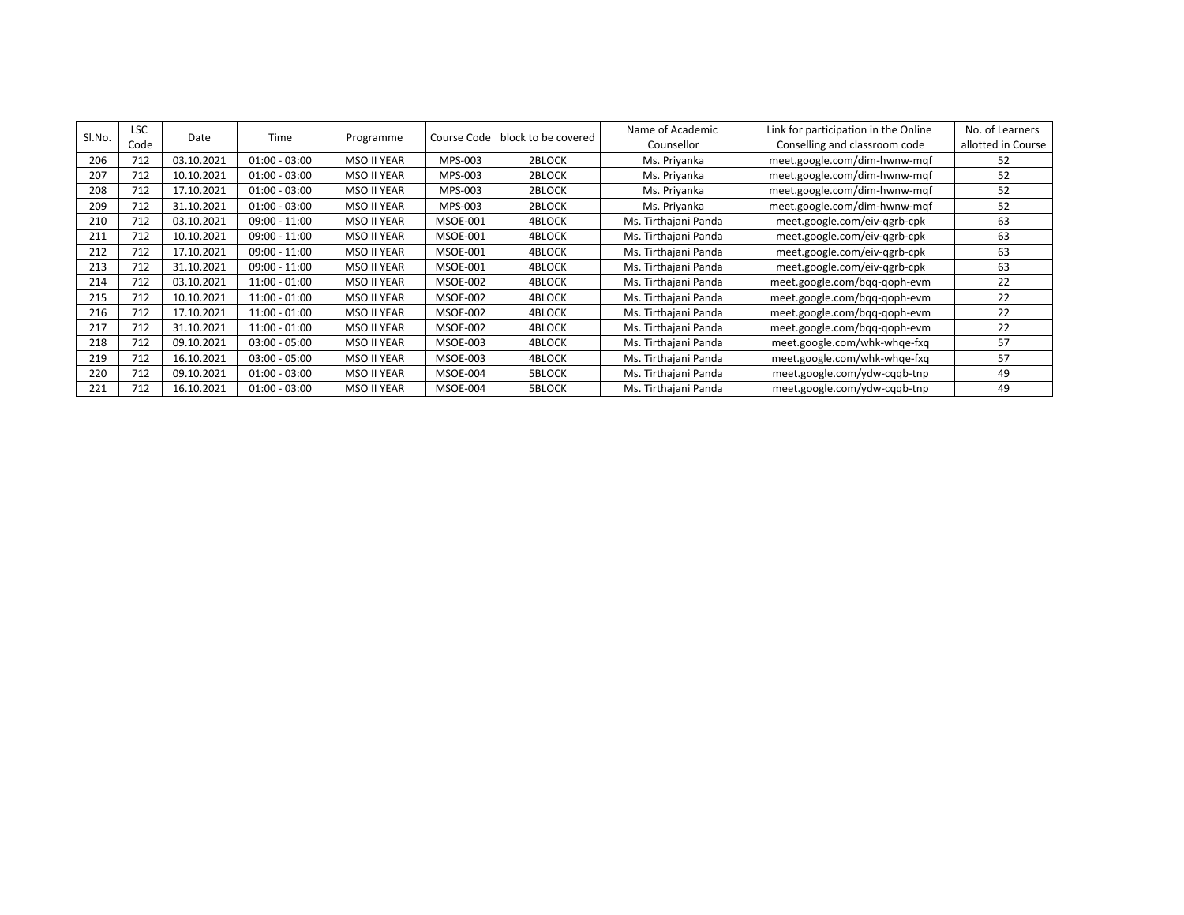| Sl.No. | LSC Code | Date | Time | Programme | Course Code | block to be covered | Name of Academic Counsellor | Link for participation in the Online Conselling and classroom code | No. of Learners allotted in Course |
|---|---|---|---|---|---|---|---|---|---|
| 206 | 712 | 03.10.2021 | 01:00 - 03:00 | MSO II YEAR | MPS-003 | 2BLOCK | Ms. Priyanka | meet.google.com/dim-hwnw-mqf | 52 |
| 207 | 712 | 10.10.2021 | 01:00 - 03:00 | MSO II YEAR | MPS-003 | 2BLOCK | Ms. Priyanka | meet.google.com/dim-hwnw-mqf | 52 |
| 208 | 712 | 17.10.2021 | 01:00 - 03:00 | MSO II YEAR | MPS-003 | 2BLOCK | Ms. Priyanka | meet.google.com/dim-hwnw-mqf | 52 |
| 209 | 712 | 31.10.2021 | 01:00 - 03:00 | MSO II YEAR | MPS-003 | 2BLOCK | Ms. Priyanka | meet.google.com/dim-hwnw-mqf | 52 |
| 210 | 712 | 03.10.2021 | 09:00 - 11:00 | MSO II YEAR | MSOE-001 | 4BLOCK | Ms. Tirthajani Panda | meet.google.com/eiv-qgrb-cpk | 63 |
| 211 | 712 | 10.10.2021 | 09:00 - 11:00 | MSO II YEAR | MSOE-001 | 4BLOCK | Ms. Tirthajani Panda | meet.google.com/eiv-qgrb-cpk | 63 |
| 212 | 712 | 17.10.2021 | 09:00 - 11:00 | MSO II YEAR | MSOE-001 | 4BLOCK | Ms. Tirthajani Panda | meet.google.com/eiv-qgrb-cpk | 63 |
| 213 | 712 | 31.10.2021 | 09:00 - 11:00 | MSO II YEAR | MSOE-001 | 4BLOCK | Ms. Tirthajani Panda | meet.google.com/eiv-qgrb-cpk | 63 |
| 214 | 712 | 03.10.2021 | 11:00 - 01:00 | MSO II YEAR | MSOE-002 | 4BLOCK | Ms. Tirthajani Panda | meet.google.com/bqq-qoph-evm | 22 |
| 215 | 712 | 10.10.2021 | 11:00 - 01:00 | MSO II YEAR | MSOE-002 | 4BLOCK | Ms. Tirthajani Panda | meet.google.com/bqq-qoph-evm | 22 |
| 216 | 712 | 17.10.2021 | 11:00 - 01:00 | MSO II YEAR | MSOE-002 | 4BLOCK | Ms. Tirthajani Panda | meet.google.com/bqq-qoph-evm | 22 |
| 217 | 712 | 31.10.2021 | 11:00 - 01:00 | MSO II YEAR | MSOE-002 | 4BLOCK | Ms. Tirthajani Panda | meet.google.com/bqq-qoph-evm | 22 |
| 218 | 712 | 09.10.2021 | 03:00 - 05:00 | MSO II YEAR | MSOE-003 | 4BLOCK | Ms. Tirthajani Panda | meet.google.com/whk-whqe-fxq | 57 |
| 219 | 712 | 16.10.2021 | 03:00 - 05:00 | MSO II YEAR | MSOE-003 | 4BLOCK | Ms. Tirthajani Panda | meet.google.com/whk-whqe-fxq | 57 |
| 220 | 712 | 09.10.2021 | 01:00 - 03:00 | MSO II YEAR | MSOE-004 | 5BLOCK | Ms. Tirthajani Panda | meet.google.com/ydw-cqqb-tnp | 49 |
| 221 | 712 | 16.10.2021 | 01:00 - 03:00 | MSO II YEAR | MSOE-004 | 5BLOCK | Ms. Tirthajani Panda | meet.google.com/ydw-cqqb-tnp | 49 |